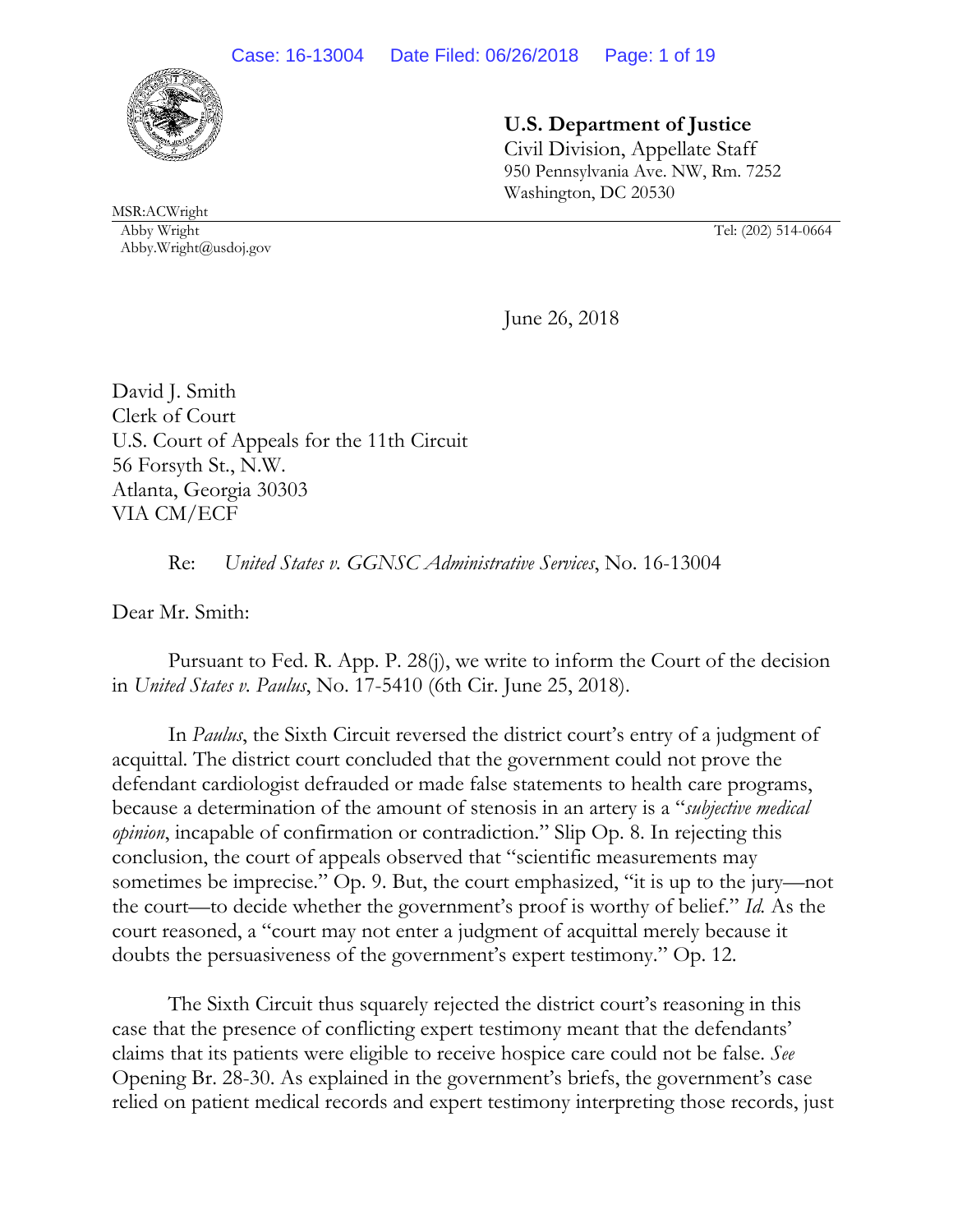**U.S. Department of Justice**

Civil Division, Appellate Staff
950 Pennsylvania Ave. NW, Rm. 7252
Washington, DC 20530

MSR:ACWright
Abby Wright
Abby.Wright@usdoj.gov

Tel: (202) 514-0664

June 26, 2018

David J. Smith
Clerk of Court
U.S. Court of Appeals for the 11th Circuit
56 Forsyth St., N.W.
Atlanta, Georgia 30303
VIA CM/ECF

Re: *United States v. GGNSC Administrative Services*, No. 16-13004

Dear Mr. Smith:

Pursuant to Fed. R. App. P. 28(j), we write to inform the Court of the decision in *United States v. Paulus*, No. 17-5410 (6th Cir. June 25, 2018).

In *Paulus*, the Sixth Circuit reversed the district court's entry of a judgment of acquittal. The district court concluded that the government could not prove the defendant cardiologist defrauded or made false statements to health care programs, because a determination of the amount of stenosis in an artery is a "*subjective medical opinion*, incapable of confirmation or contradiction." Slip Op. 8. In rejecting this conclusion, the court of appeals observed that "scientific measurements may sometimes be imprecise." Op. 9. But, the court emphasized, "it is up to the jury—not the court—to decide whether the government's proof is worthy of belief." *Id.* As the court reasoned, a "court may not enter a judgment of acquittal merely because it doubts the persuasiveness of the government's expert testimony." Op. 12.

The Sixth Circuit thus squarely rejected the district court's reasoning in this case that the presence of conflicting expert testimony meant that the defendants' claims that its patients were eligible to receive hospice care could not be false. *See* Opening Br. 28-30. As explained in the government's briefs, the government's case relied on patient medical records and expert testimony interpreting those records, just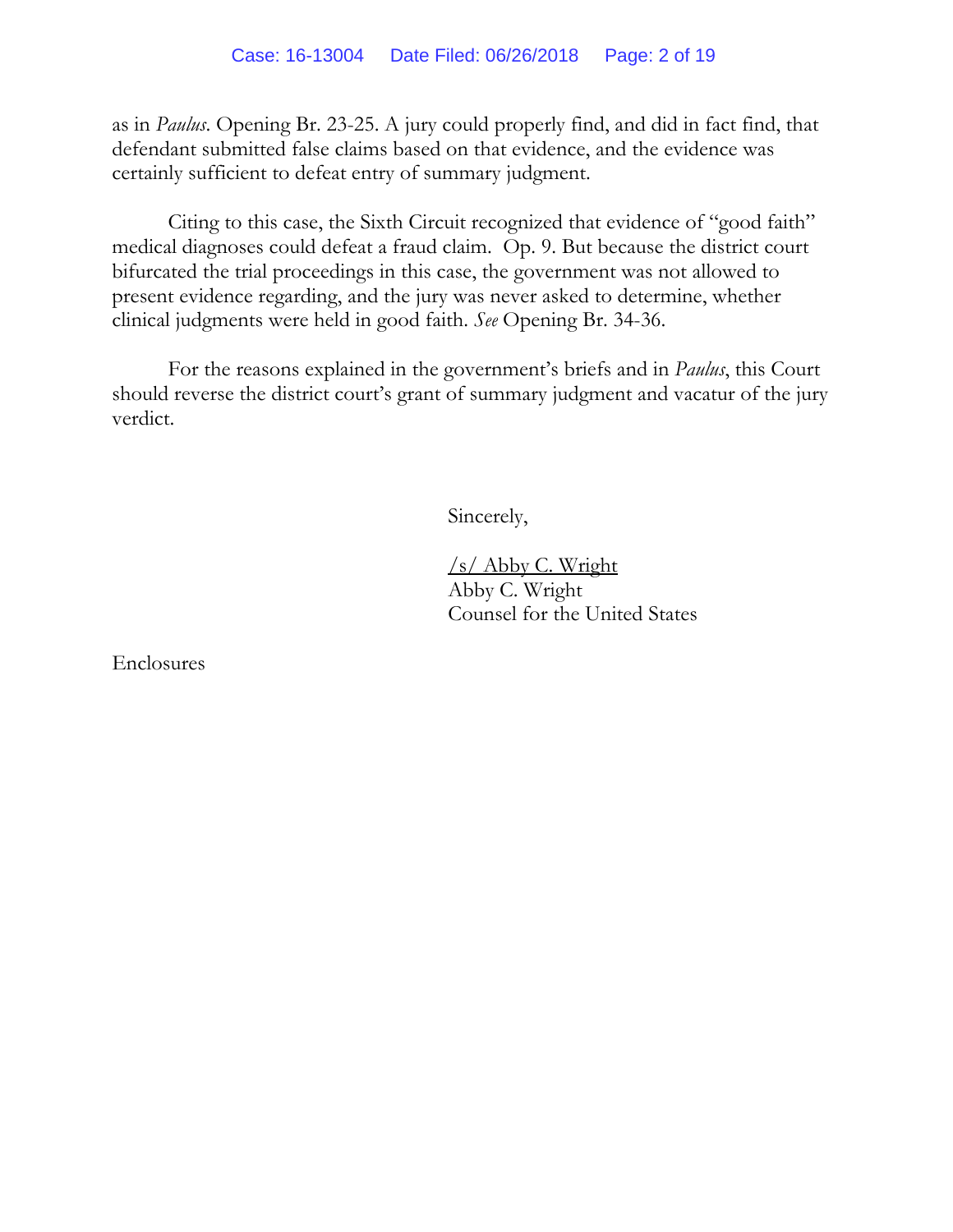as in *Paulus*. Opening Br. 23-25. A jury could properly find, and did in fact find, that defendant submitted false claims based on that evidence, and the evidence was certainly sufficient to defeat entry of summary judgment.

Citing to this case, the Sixth Circuit recognized that evidence of "good faith" medical diagnoses could defeat a fraud claim. Op. 9. But because the district court bifurcated the trial proceedings in this case, the government was not allowed to present evidence regarding, and the jury was never asked to determine, whether clinical judgments were held in good faith. *See* Opening Br. 34-36.

For the reasons explained in the government's briefs and in *Paulus*, this Court should reverse the district court's grant of summary judgment and vacatur of the jury verdict.

Sincerely,

/s/ Abby C. Wright
Abby C. Wright
Counsel for the United States

Enclosures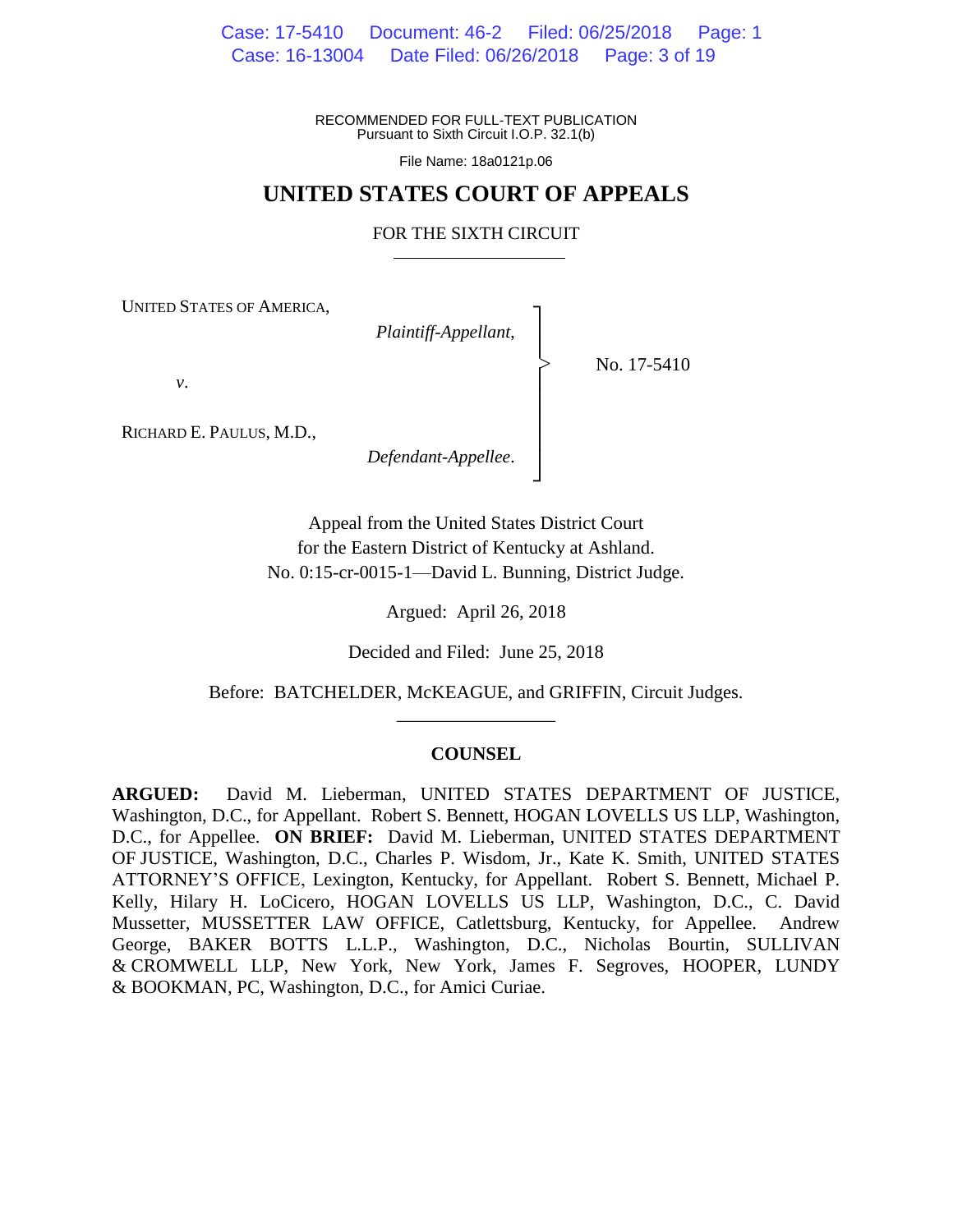RECOMMENDED FOR FULL-TEXT PUBLICATION
Pursuant to Sixth Circuit I.O.P. 32.1(b)

File Name: 18a0121p.06

# UNITED STATES COURT OF APPEALS

## FOR THE SIXTH CIRCUIT

UNITED STATES OF AMERICA,

*Plaintiff-Appellant*,

*v*.

RICHARD E. PAULUS, M.D.,

*Defendant-Appellee*.

No. 17-5410

Appeal from the United States District Court
for the Eastern District of Kentucky at Ashland.
No. 0:15-cr-0015-1—David L. Bunning, District Judge.

Argued: April 26, 2018

Decided and Filed: June 25, 2018

Before: BATCHELDER, McKEAGUE, and GRIFFIN, Circuit Judges.

---

### COUNSEL

**ARGUED:** David M. Lieberman, UNITED STATES DEPARTMENT OF JUSTICE, Washington, D.C., for Appellant. Robert S. Bennett, HOGAN LOVELLS US LLP, Washington, D.C., for Appellee. **ON BRIEF:** David M. Lieberman, UNITED STATES DEPARTMENT OF JUSTICE, Washington, D.C., Charles P. Wisdom, Jr., Kate K. Smith, UNITED STATES ATTORNEY'S OFFICE, Lexington, Kentucky, for Appellant. Robert S. Bennett, Michael P. Kelly, Hilary H. LoCicero, HOGAN LOVELLS US LLP, Washington, D.C., C. David Mussetter, MUSSETTER LAW OFFICE, Catlettsburg, Kentucky, for Appellee. Andrew George, BAKER BOTTS L.L.P., Washington, D.C., Nicholas Bourtin, SULLIVAN & CROMWELL LLP, New York, New York, James F. Segroves, HOOPER, LUNDY & BOOKMAN, PC, Washington, D.C., for Amici Curiae.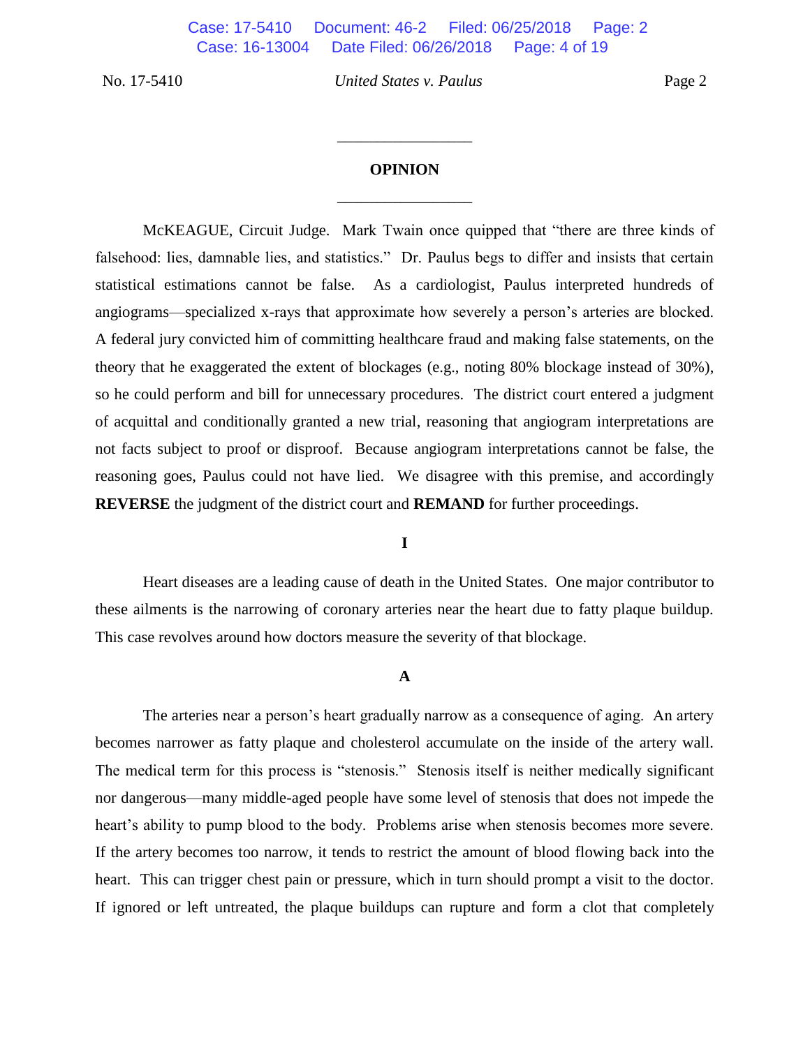## OPINION

McKEAGUE, Circuit Judge. Mark Twain once quipped that "there are three kinds of falsehood: lies, damnable lies, and statistics." Dr. Paulus begs to differ and insists that certain statistical estimations cannot be false. As a cardiologist, Paulus interpreted hundreds of angiograms—specialized x-rays that approximate how severely a person's arteries are blocked. A federal jury convicted him of committing healthcare fraud and making false statements, on the theory that he exaggerated the extent of blockages (e.g., noting 80% blockage instead of 30%), so he could perform and bill for unnecessary procedures. The district court entered a judgment of acquittal and conditionally granted a new trial, reasoning that angiogram interpretations are not facts subject to proof or disproof. Because angiogram interpretations cannot be false, the reasoning goes, Paulus could not have lied. We disagree with this premise, and accordingly **REVERSE** the judgment of the district court and **REMAND** for further proceedings.

### I

Heart diseases are a leading cause of death in the United States. One major contributor to these ailments is the narrowing of coronary arteries near the heart due to fatty plaque buildup. This case revolves around how doctors measure the severity of that blockage.

#### A

The arteries near a person's heart gradually narrow as a consequence of aging. An artery becomes narrower as fatty plaque and cholesterol accumulate on the inside of the artery wall. The medical term for this process is "stenosis." Stenosis itself is neither medically significant nor dangerous—many middle-aged people have some level of stenosis that does not impede the heart's ability to pump blood to the body. Problems arise when stenosis becomes more severe. If the artery becomes too narrow, it tends to restrict the amount of blood flowing back into the heart. This can trigger chest pain or pressure, which in turn should prompt a visit to the doctor. If ignored or left untreated, the plaque buildups can rupture and form a clot that completely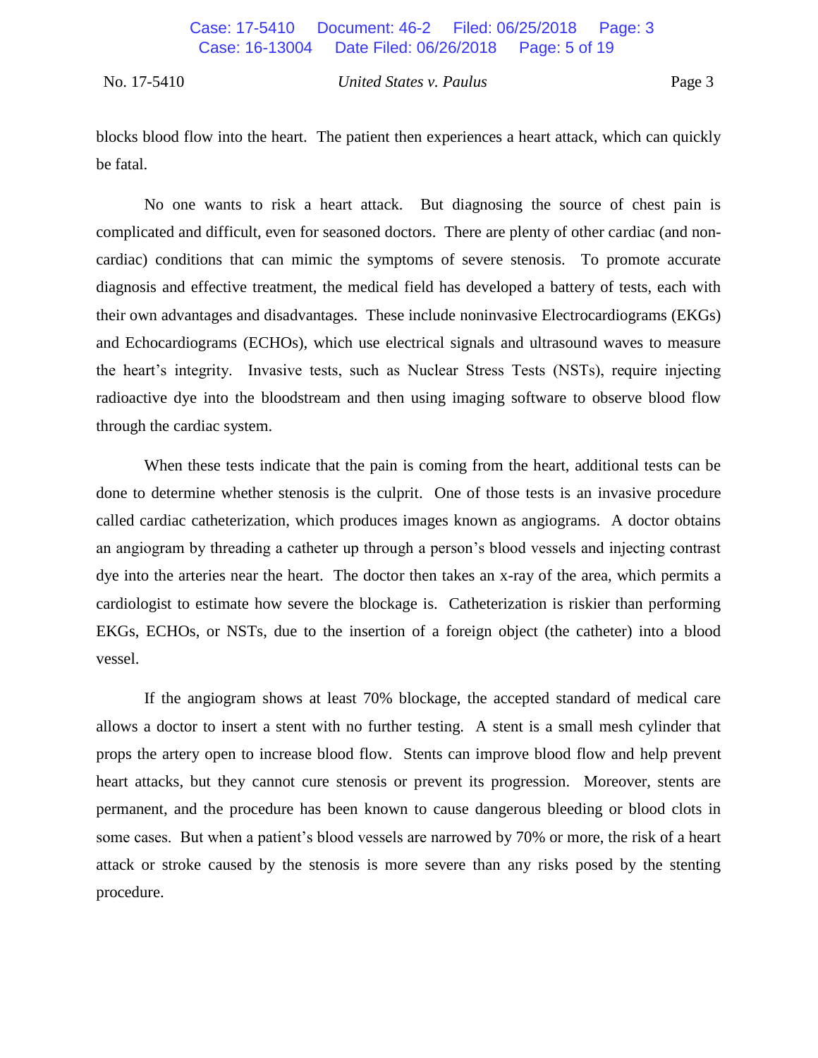blocks blood flow into the heart. The patient then experiences a heart attack, which can quickly be fatal.

No one wants to risk a heart attack. But diagnosing the source of chest pain is complicated and difficult, even for seasoned doctors. There are plenty of other cardiac (and non-cardiac) conditions that can mimic the symptoms of severe stenosis. To promote accurate diagnosis and effective treatment, the medical field has developed a battery of tests, each with their own advantages and disadvantages. These include noninvasive Electrocardiograms (EKGs) and Echocardiograms (ECHOs), which use electrical signals and ultrasound waves to measure the heart's integrity. Invasive tests, such as Nuclear Stress Tests (NSTs), require injecting radioactive dye into the bloodstream and then using imaging software to observe blood flow through the cardiac system.

When these tests indicate that the pain is coming from the heart, additional tests can be done to determine whether stenosis is the culprit. One of those tests is an invasive procedure called cardiac catheterization, which produces images known as angiograms. A doctor obtains an angiogram by threading a catheter up through a person's blood vessels and injecting contrast dye into the arteries near the heart. The doctor then takes an x-ray of the area, which permits a cardiologist to estimate how severe the blockage is. Catheterization is riskier than performing EKGs, ECHOs, or NSTs, due to the insertion of a foreign object (the catheter) into a blood vessel.

If the angiogram shows at least 70% blockage, the accepted standard of medical care allows a doctor to insert a stent with no further testing. A stent is a small mesh cylinder that props the artery open to increase blood flow. Stents can improve blood flow and help prevent heart attacks, but they cannot cure stenosis or prevent its progression. Moreover, stents are permanent, and the procedure has been known to cause dangerous bleeding or blood clots in some cases. But when a patient's blood vessels are narrowed by 70% or more, the risk of a heart attack or stroke caused by the stenosis is more severe than any risks posed by the stenting procedure.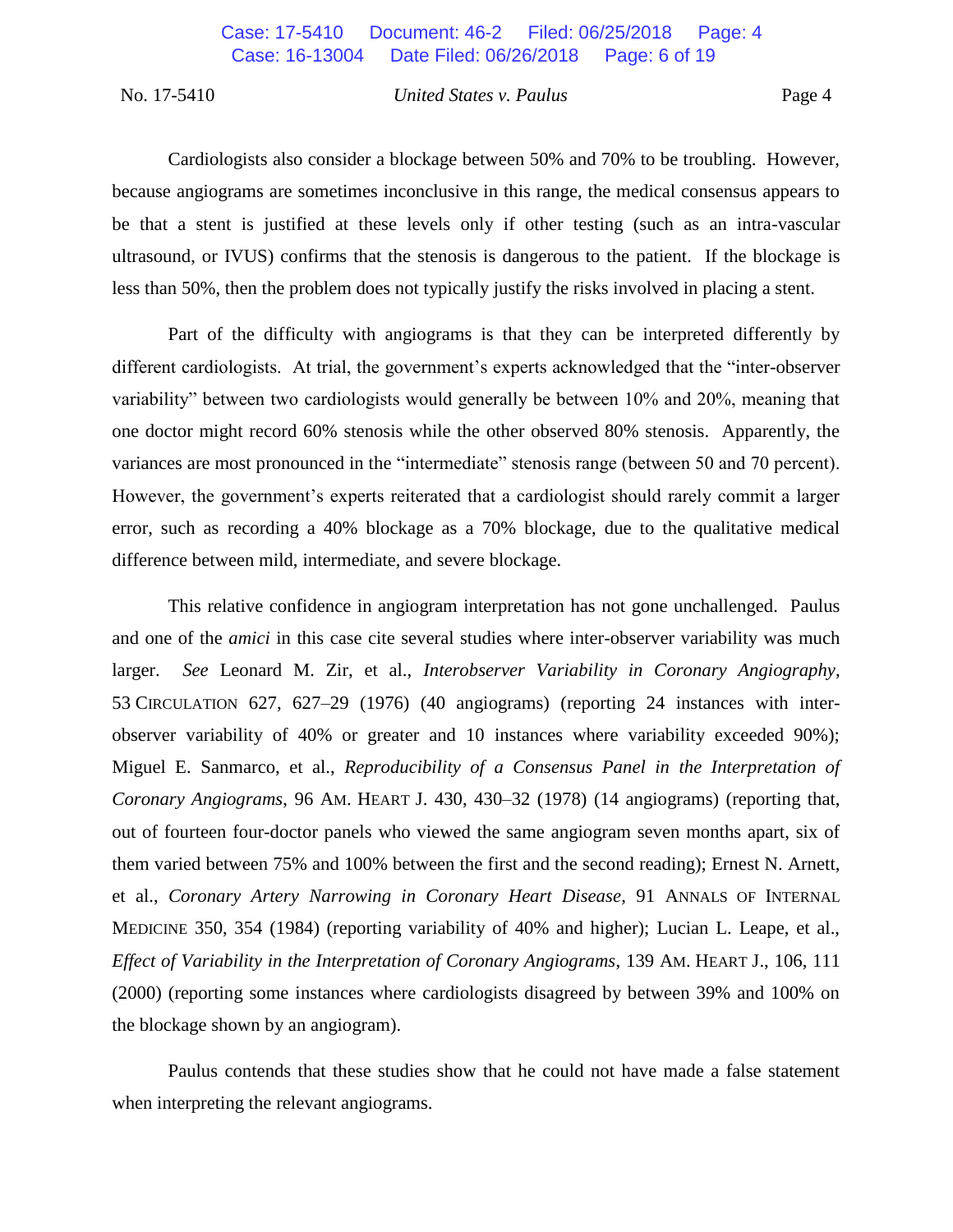Cardiologists also consider a blockage between 50% and 70% to be troubling. However, because angiograms are sometimes inconclusive in this range, the medical consensus appears to be that a stent is justified at these levels only if other testing (such as an intra-vascular ultrasound, or IVUS) confirms that the stenosis is dangerous to the patient. If the blockage is less than 50%, then the problem does not typically justify the risks involved in placing a stent.

Part of the difficulty with angiograms is that they can be interpreted differently by different cardiologists. At trial, the government's experts acknowledged that the "inter-observer variability" between two cardiologists would generally be between 10% and 20%, meaning that one doctor might record 60% stenosis while the other observed 80% stenosis. Apparently, the variances are most pronounced in the "intermediate" stenosis range (between 50 and 70 percent). However, the government's experts reiterated that a cardiologist should rarely commit a larger error, such as recording a 40% blockage as a 70% blockage, due to the qualitative medical difference between mild, intermediate, and severe blockage.

This relative confidence in angiogram interpretation has not gone unchallenged. Paulus and one of the *amici* in this case cite several studies where inter-observer variability was much larger. *See* Leonard M. Zir, et al., *Interobserver Variability in Coronary Angiography*, 53 CIRCULATION 627, 627–29 (1976) (40 angiograms) (reporting 24 instances with inter-observer variability of 40% or greater and 10 instances where variability exceeded 90%); Miguel E. Sanmarco, et al., *Reproducibility of a Consensus Panel in the Interpretation of Coronary Angiograms*, 96 AM. HEART J. 430, 430–32 (1978) (14 angiograms) (reporting that, out of fourteen four-doctor panels who viewed the same angiogram seven months apart, six of them varied between 75% and 100% between the first and the second reading); Ernest N. Arnett, et al., *Coronary Artery Narrowing in Coronary Heart Disease*, 91 ANNALS OF INTERNAL MEDICINE 350, 354 (1984) (reporting variability of 40% and higher); Lucian L. Leape, et al., *Effect of Variability in the Interpretation of Coronary Angiograms*, 139 AM. HEART J., 106, 111 (2000) (reporting some instances where cardiologists disagreed by between 39% and 100% on the blockage shown by an angiogram).

Paulus contends that these studies show that he could not have made a false statement when interpreting the relevant angiograms.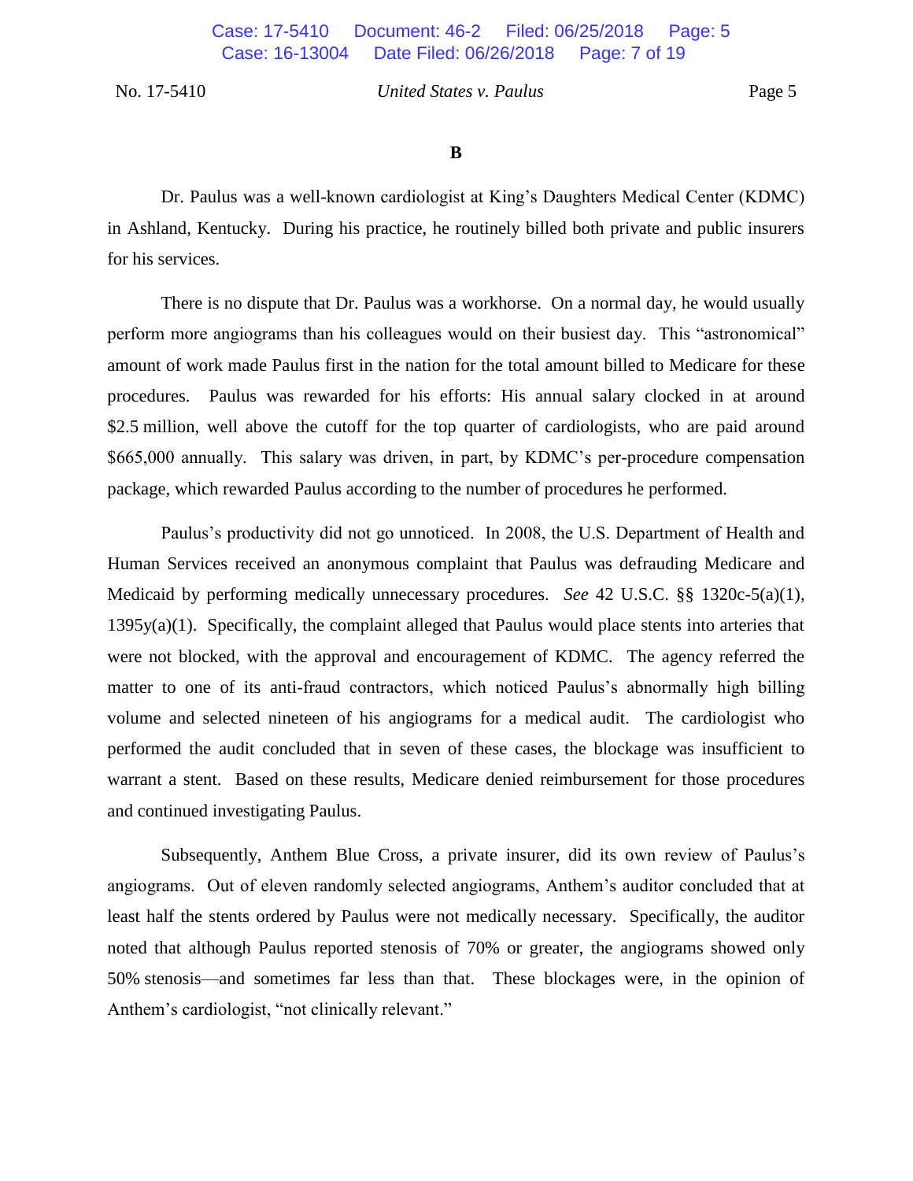### B

Dr. Paulus was a well-known cardiologist at King's Daughters Medical Center (KDMC) in Ashland, Kentucky. During his practice, he routinely billed both private and public insurers for his services.

There is no dispute that Dr. Paulus was a workhorse. On a normal day, he would usually perform more angiograms than his colleagues would on their busiest day. This "astronomical" amount of work made Paulus first in the nation for the total amount billed to Medicare for these procedures. Paulus was rewarded for his efforts: His annual salary clocked in at around $2.5 million, well above the cutoff for the top quarter of cardiologists, who are paid around $665,000 annually. This salary was driven, in part, by KDMC's per-procedure compensation package, which rewarded Paulus according to the number of procedures he performed.

Paulus's productivity did not go unnoticed. In 2008, the U.S. Department of Health and Human Services received an anonymous complaint that Paulus was defrauding Medicare and Medicaid by performing medically unnecessary procedures. *See* 42 U.S.C. §§ 1320c-5(a)(1), 1395y(a)(1). Specifically, the complaint alleged that Paulus would place stents into arteries that were not blocked, with the approval and encouragement of KDMC. The agency referred the matter to one of its anti-fraud contractors, which noticed Paulus's abnormally high billing volume and selected nineteen of his angiograms for a medical audit. The cardiologist who performed the audit concluded that in seven of these cases, the blockage was insufficient to warrant a stent. Based on these results, Medicare denied reimbursement for those procedures and continued investigating Paulus.

Subsequently, Anthem Blue Cross, a private insurer, did its own review of Paulus's angiograms. Out of eleven randomly selected angiograms, Anthem's auditor concluded that at least half the stents ordered by Paulus were not medically necessary. Specifically, the auditor noted that although Paulus reported stenosis of 70% or greater, the angiograms showed only 50% stenosis—and sometimes far less than that. These blockages were, in the opinion of Anthem's cardiologist, "not clinically relevant."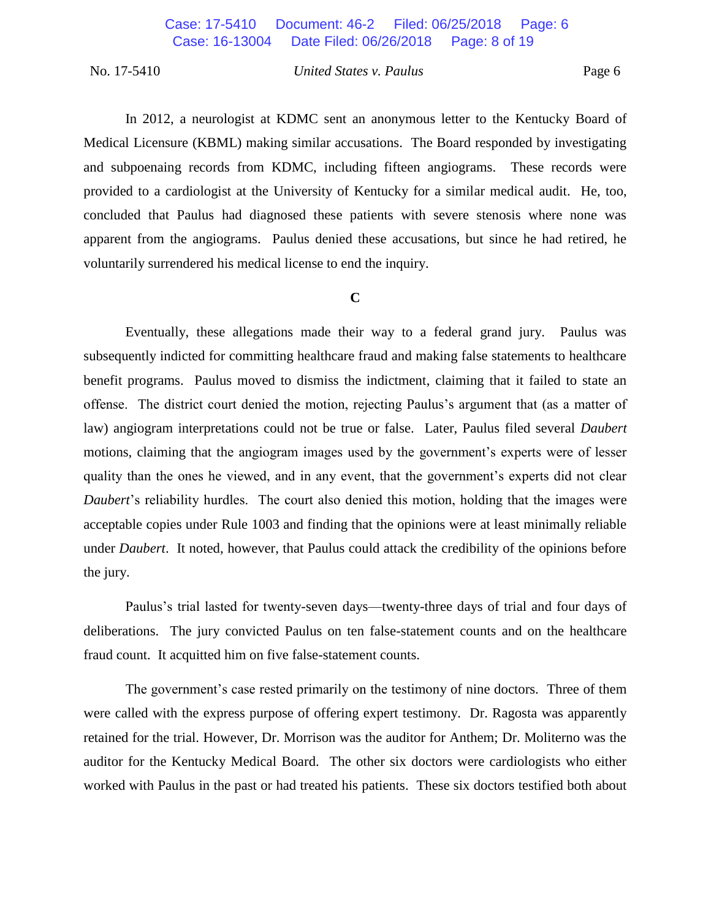In 2012, a neurologist at KDMC sent an anonymous letter to the Kentucky Board of Medical Licensure (KBML) making similar accusations. The Board responded by investigating and subpoenaing records from KDMC, including fifteen angiograms. These records were provided to a cardiologist at the University of Kentucky for a similar medical audit. He, too, concluded that Paulus had diagnosed these patients with severe stenosis where none was apparent from the angiograms. Paulus denied these accusations, but since he had retired, he voluntarily surrendered his medical license to end the inquiry.

### C

Eventually, these allegations made their way to a federal grand jury. Paulus was subsequently indicted for committing healthcare fraud and making false statements to healthcare benefit programs. Paulus moved to dismiss the indictment, claiming that it failed to state an offense. The district court denied the motion, rejecting Paulus's argument that (as a matter of law) angiogram interpretations could not be true or false. Later, Paulus filed several *Daubert* motions, claiming that the angiogram images used by the government's experts were of lesser quality than the ones he viewed, and in any event, that the government's experts did not clear *Daubert*'s reliability hurdles. The court also denied this motion, holding that the images were acceptable copies under Rule 1003 and finding that the opinions were at least minimally reliable under *Daubert*. It noted, however, that Paulus could attack the credibility of the opinions before the jury.

Paulus's trial lasted for twenty-seven days—twenty-three days of trial and four days of deliberations. The jury convicted Paulus on ten false-statement counts and on the healthcare fraud count. It acquitted him on five false-statement counts.

The government's case rested primarily on the testimony of nine doctors. Three of them were called with the express purpose of offering expert testimony. Dr. Ragosta was apparently retained for the trial. However, Dr. Morrison was the auditor for Anthem; Dr. Moliterno was the auditor for the Kentucky Medical Board. The other six doctors were cardiologists who either worked with Paulus in the past or had treated his patients. These six doctors testified both about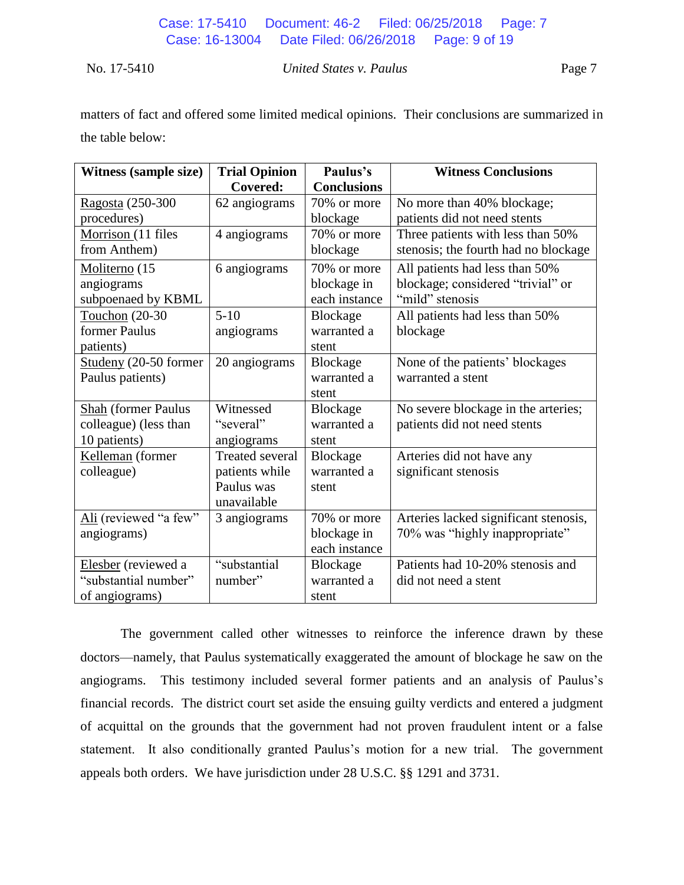matters of fact and offered some limited medical opinions. Their conclusions are summarized in the table below:

| Witness (sample size) | Trial Opinion Covered: | Paulus's Conclusions | Witness Conclusions |
|---|---|---|---|
| Ragosta (250-300 procedures) | 62 angiograms | 70% or more blockage | No more than 40% blockage; patients did not need stents |
| Morrison (11 files from Anthem) | 4 angiograms | 70% or more blockage | Three patients with less than 50% stenosis; the fourth had no blockage |
| Moliterno (15 angiograms subpoenaed by KBML | 6 angiograms | 70% or more blockage in each instance | All patients had less than 50% blockage; considered "trivial" or "mild" stenosis |
| Touchon (20-30 former Paulus patients) | 5-10 angiograms | Blockage warranted a stent | All patients had less than 50% blockage |
| Studeny (20-50 former Paulus patients) | 20 angiograms | Blockage warranted a stent | None of the patients' blockages warranted a stent |
| Shah (former Paulus colleague) (less than 10 patients) | Witnessed "several" angiograms | Blockage warranted a stent | No severe blockage in the arteries; patients did not need stents |
| Kelleman (former colleague) | Treated several patients while Paulus was unavailable | Blockage warranted a stent | Arteries did not have any significant stenosis |
| Ali (reviewed "a few" angiograms) | 3 angiograms | 70% or more blockage in each instance | Arteries lacked significant stenosis, 70% was "highly inappropriate" |
| Elesber (reviewed a "substantial number" of angiograms) | "substantial number" | Blockage warranted a stent | Patients had 10-20% stenosis and did not need a stent |

The government called other witnesses to reinforce the inference drawn by these doctors—namely, that Paulus systematically exaggerated the amount of blockage he saw on the angiograms. This testimony included several former patients and an analysis of Paulus's financial records. The district court set aside the ensuing guilty verdicts and entered a judgment of acquittal on the grounds that the government had not proven fraudulent intent or a false statement. It also conditionally granted Paulus's motion for a new trial. The government appeals both orders. We have jurisdiction under 28 U.S.C. §§ 1291 and 3731.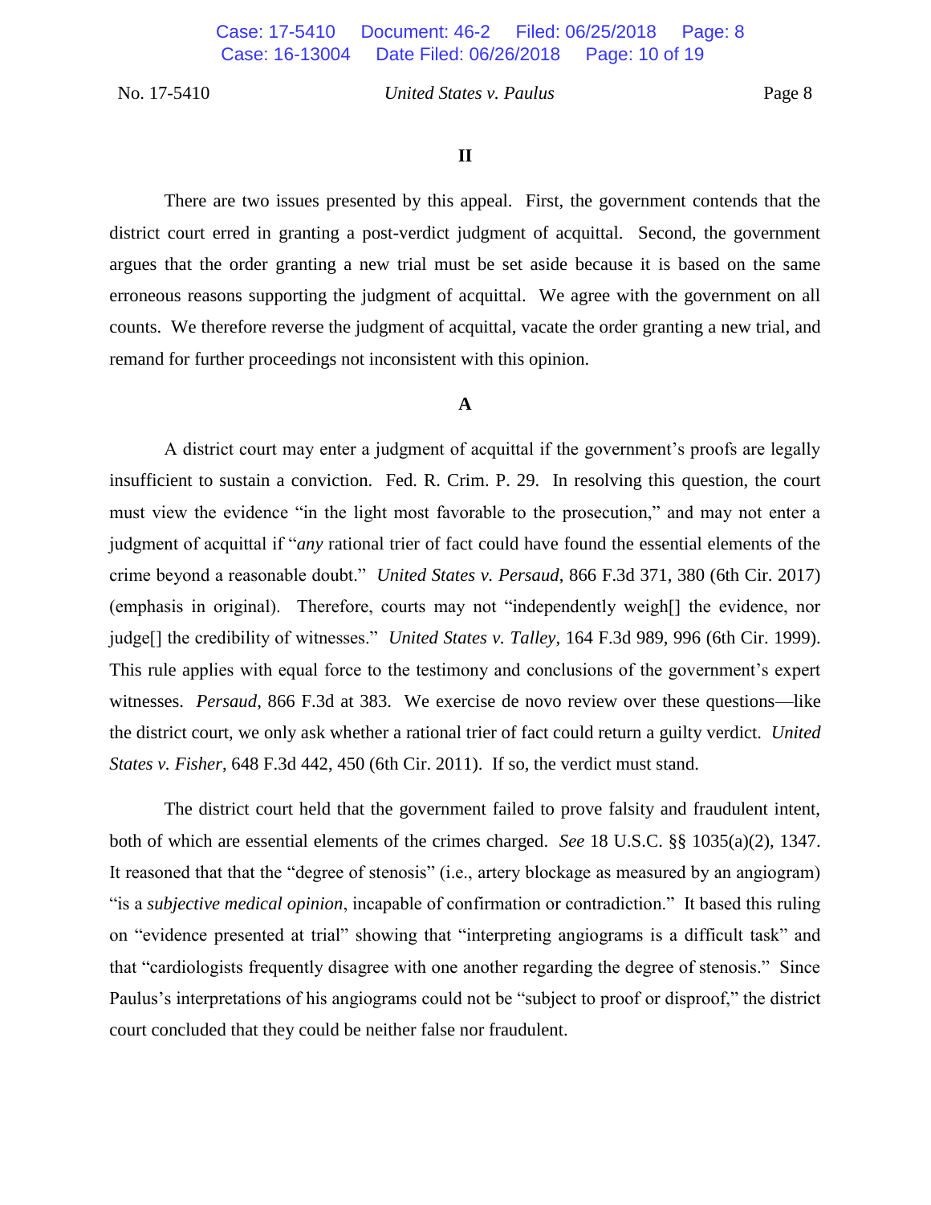## II

There are two issues presented by this appeal. First, the government contends that the district court erred in granting a post-verdict judgment of acquittal. Second, the government argues that the order granting a new trial must be set aside because it is based on the same erroneous reasons supporting the judgment of acquittal. We agree with the government on all counts. We therefore reverse the judgment of acquittal, vacate the order granting a new trial, and remand for further proceedings not inconsistent with this opinion.

### A

A district court may enter a judgment of acquittal if the government's proofs are legally insufficient to sustain a conviction. Fed. R. Crim. P. 29. In resolving this question, the court must view the evidence "in the light most favorable to the prosecution," and may not enter a judgment of acquittal if "*any* rational trier of fact could have found the essential elements of the crime beyond a reasonable doubt." *United States v. Persaud*, 866 F.3d 371, 380 (6th Cir. 2017) (emphasis in original). Therefore, courts may not "independently weigh[] the evidence, nor judge[] the credibility of witnesses." *United States v. Talley*, 164 F.3d 989, 996 (6th Cir. 1999). This rule applies with equal force to the testimony and conclusions of the government's expert witnesses. *Persaud*, 866 F.3d at 383. We exercise de novo review over these questions—like the district court, we only ask whether a rational trier of fact could return a guilty verdict. *United States v. Fisher*, 648 F.3d 442, 450 (6th Cir. 2011). If so, the verdict must stand.

The district court held that the government failed to prove falsity and fraudulent intent, both of which are essential elements of the crimes charged. *See* 18 U.S.C. §§ 1035(a)(2), 1347. It reasoned that that the "degree of stenosis" (i.e., artery blockage as measured by an angiogram) "is a *subjective medical opinion*, incapable of confirmation or contradiction." It based this ruling on "evidence presented at trial" showing that "interpreting angiograms is a difficult task" and that "cardiologists frequently disagree with one another regarding the degree of stenosis." Since Paulus's interpretations of his angiograms could not be "subject to proof or disproof," the district court concluded that they could be neither false nor fraudulent.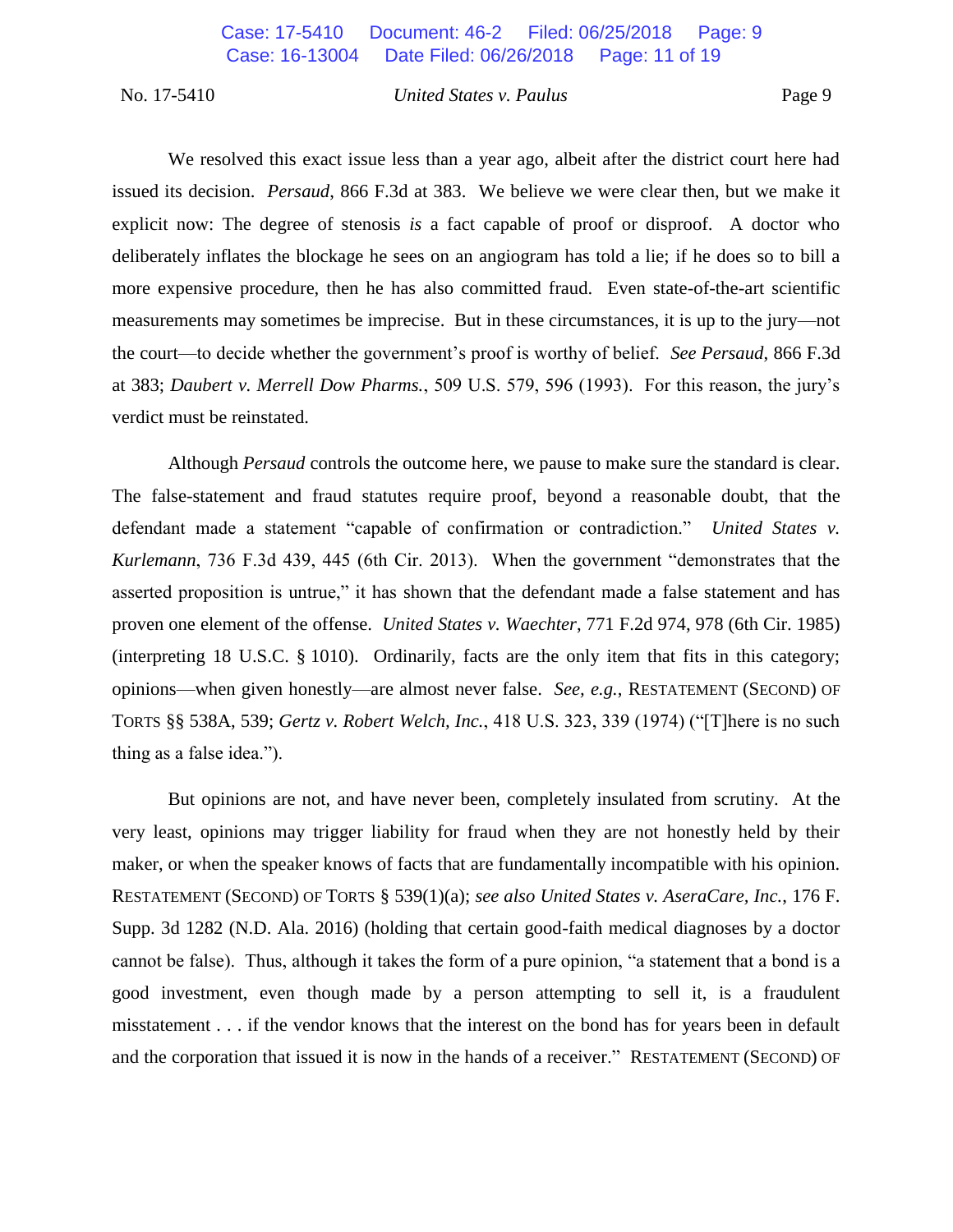We resolved this exact issue less than a year ago, albeit after the district court here had issued its decision. *Persaud*, 866 F.3d at 383. We believe we were clear then, but we make it explicit now: The degree of stenosis *is* a fact capable of proof or disproof. A doctor who deliberately inflates the blockage he sees on an angiogram has told a lie; if he does so to bill a more expensive procedure, then he has also committed fraud. Even state-of-the-art scientific measurements may sometimes be imprecise. But in these circumstances, it is up to the jury—not the court—to decide whether the government's proof is worthy of belief. *See Persaud*, 866 F.3d at 383; *Daubert v. Merrell Dow Pharms.*, 509 U.S. 579, 596 (1993). For this reason, the jury's verdict must be reinstated.

Although *Persaud* controls the outcome here, we pause to make sure the standard is clear. The false-statement and fraud statutes require proof, beyond a reasonable doubt, that the defendant made a statement "capable of confirmation or contradiction." *United States v. Kurlemann*, 736 F.3d 439, 445 (6th Cir. 2013). When the government "demonstrates that the asserted proposition is untrue," it has shown that the defendant made a false statement and has proven one element of the offense. *United States v. Waechter*, 771 F.2d 974, 978 (6th Cir. 1985) (interpreting 18 U.S.C. § 1010). Ordinarily, facts are the only item that fits in this category; opinions—when given honestly—are almost never false. *See, e.g.*, RESTATEMENT (SECOND) OF TORTS §§ 538A, 539; *Gertz v. Robert Welch, Inc.*, 418 U.S. 323, 339 (1974) ("[T]here is no such thing as a false idea.").

But opinions are not, and have never been, completely insulated from scrutiny. At the very least, opinions may trigger liability for fraud when they are not honestly held by their maker, or when the speaker knows of facts that are fundamentally incompatible with his opinion. RESTATEMENT (SECOND) OF TORTS § 539(1)(a); *see also United States v. AseraCare, Inc.*, 176 F. Supp. 3d 1282 (N.D. Ala. 2016) (holding that certain good-faith medical diagnoses by a doctor cannot be false). Thus, although it takes the form of a pure opinion, "a statement that a bond is a good investment, even though made by a person attempting to sell it, is a fraudulent misstatement . . . if the vendor knows that the interest on the bond has for years been in default and the corporation that issued it is now in the hands of a receiver." RESTATEMENT (SECOND) OF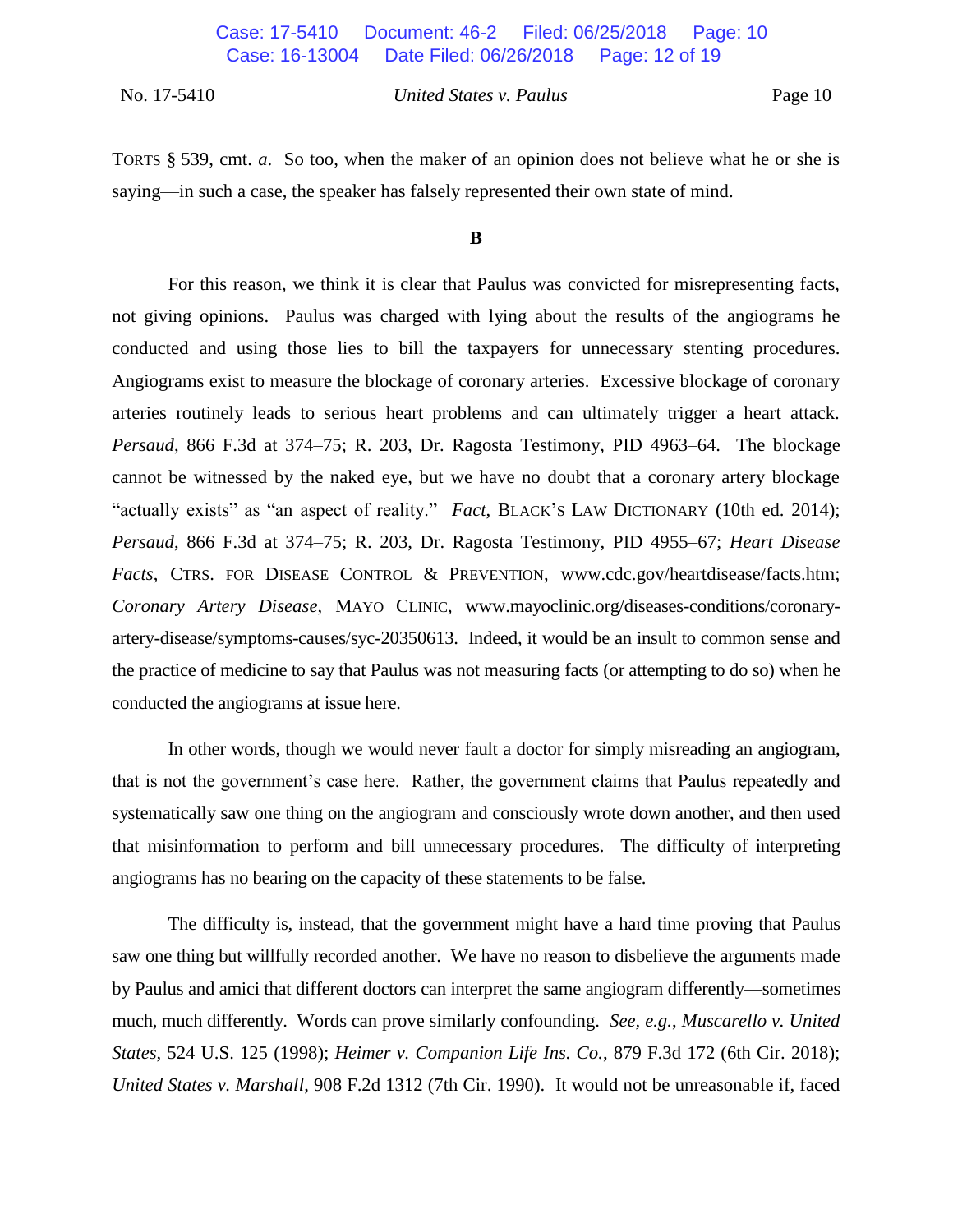TORTS § 539, cmt. *a*. So too, when the maker of an opinion does not believe what he or she is saying—in such a case, the speaker has falsely represented their own state of mind.

**B**

For this reason, we think it is clear that Paulus was convicted for misrepresenting facts, not giving opinions. Paulus was charged with lying about the results of the angiograms he conducted and using those lies to bill the taxpayers for unnecessary stenting procedures. Angiograms exist to measure the blockage of coronary arteries. Excessive blockage of coronary arteries routinely leads to serious heart problems and can ultimately trigger a heart attack. *Persaud*, 866 F.3d at 374–75; R. 203, Dr. Ragosta Testimony, PID 4963–64. The blockage cannot be witnessed by the naked eye, but we have no doubt that a coronary artery blockage "actually exists" as "an aspect of reality." *Fact*, BLACK'S LAW DICTIONARY (10th ed. 2014); *Persaud*, 866 F.3d at 374–75; R. 203, Dr. Ragosta Testimony, PID 4955–67; *Heart Disease Facts*, CTRS. FOR DISEASE CONTROL & PREVENTION, www.cdc.gov/heartdisease/facts.htm; *Coronary Artery Disease*, MAYO CLINIC, www.mayoclinic.org/diseases-conditions/coronary-artery-disease/symptoms-causes/syc-20350613. Indeed, it would be an insult to common sense and the practice of medicine to say that Paulus was not measuring facts (or attempting to do so) when he conducted the angiograms at issue here.

In other words, though we would never fault a doctor for simply misreading an angiogram, that is not the government's case here. Rather, the government claims that Paulus repeatedly and systematically saw one thing on the angiogram and consciously wrote down another, and then used that misinformation to perform and bill unnecessary procedures. The difficulty of interpreting angiograms has no bearing on the capacity of these statements to be false.

The difficulty is, instead, that the government might have a hard time proving that Paulus saw one thing but willfully recorded another. We have no reason to disbelieve the arguments made by Paulus and amici that different doctors can interpret the same angiogram differently—sometimes much, much differently. Words can prove similarly confounding. *See, e.g.*, *Muscarello v. United States*, 524 U.S. 125 (1998); *Heimer v. Companion Life Ins. Co.*, 879 F.3d 172 (6th Cir. 2018); *United States v. Marshall*, 908 F.2d 1312 (7th Cir. 1990). It would not be unreasonable if, faced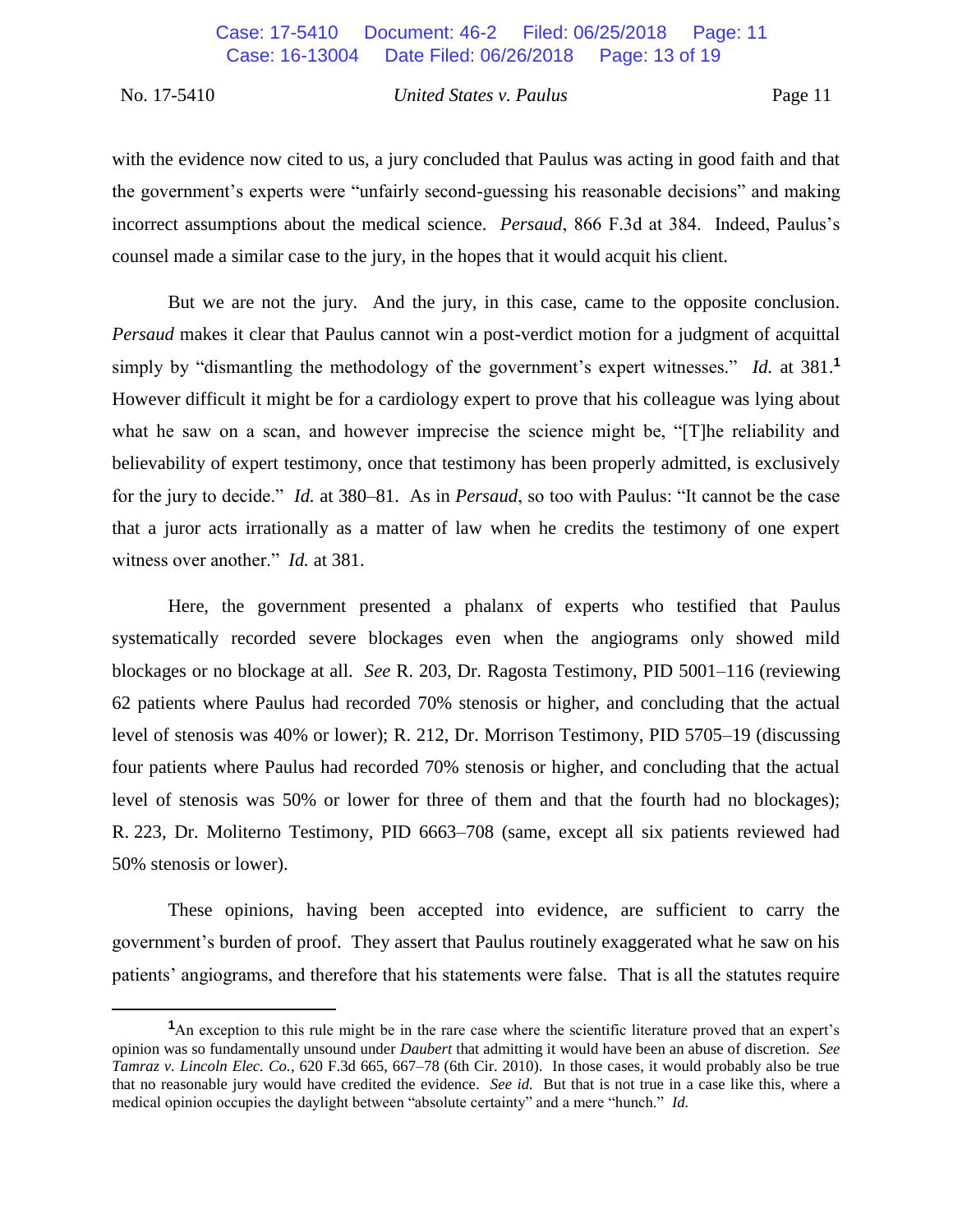with the evidence now cited to us, a jury concluded that Paulus was acting in good faith and that the government's experts were "unfairly second-guessing his reasonable decisions" and making incorrect assumptions about the medical science. *Persaud*, 866 F.3d at 384. Indeed, Paulus's counsel made a similar case to the jury, in the hopes that it would acquit his client.

But we are not the jury. And the jury, in this case, came to the opposite conclusion. *Persaud* makes it clear that Paulus cannot win a post-verdict motion for a judgment of acquittal simply by "dismantling the methodology of the government's expert witnesses." *Id.* at 381.[1] However difficult it might be for a cardiology expert to prove that his colleague was lying about what he saw on a scan, and however imprecise the science might be, "[T]he reliability and believability of expert testimony, once that testimony has been properly admitted, is exclusively for the jury to decide." *Id.* at 380–81. As in *Persaud*, so too with Paulus: "It cannot be the case that a juror acts irrationally as a matter of law when he credits the testimony of one expert witness over another." *Id.* at 381.

Here, the government presented a phalanx of experts who testified that Paulus systematically recorded severe blockages even when the angiograms only showed mild blockages or no blockage at all. *See* R. 203, Dr. Ragosta Testimony, PID 5001–116 (reviewing 62 patients where Paulus had recorded 70% stenosis or higher, and concluding that the actual level of stenosis was 40% or lower); R. 212, Dr. Morrison Testimony, PID 5705–19 (discussing four patients where Paulus had recorded 70% stenosis or higher, and concluding that the actual level of stenosis was 50% or lower for three of them and that the fourth had no blockages); R. 223, Dr. Moliterno Testimony, PID 6663–708 (same, except all six patients reviewed had 50% stenosis or lower).

These opinions, having been accepted into evidence, are sufficient to carry the government's burden of proof. They assert that Paulus routinely exaggerated what he saw on his patients' angiograms, and therefore that his statements were false. That is all the statutes require

---

[1] An exception to this rule might be in the rare case where the scientific literature proved that an expert's opinion was so fundamentally unsound under *Daubert* that admitting it would have been an abuse of discretion. *See Tamraz v. Lincoln Elec. Co.*, 620 F.3d 665, 667–78 (6th Cir. 2010). In those cases, it would probably also be true that no reasonable jury would have credited the evidence. *See id.* But that is not true in a case like this, where a medical opinion occupies the daylight between "absolute certainty" and a mere "hunch." *Id.*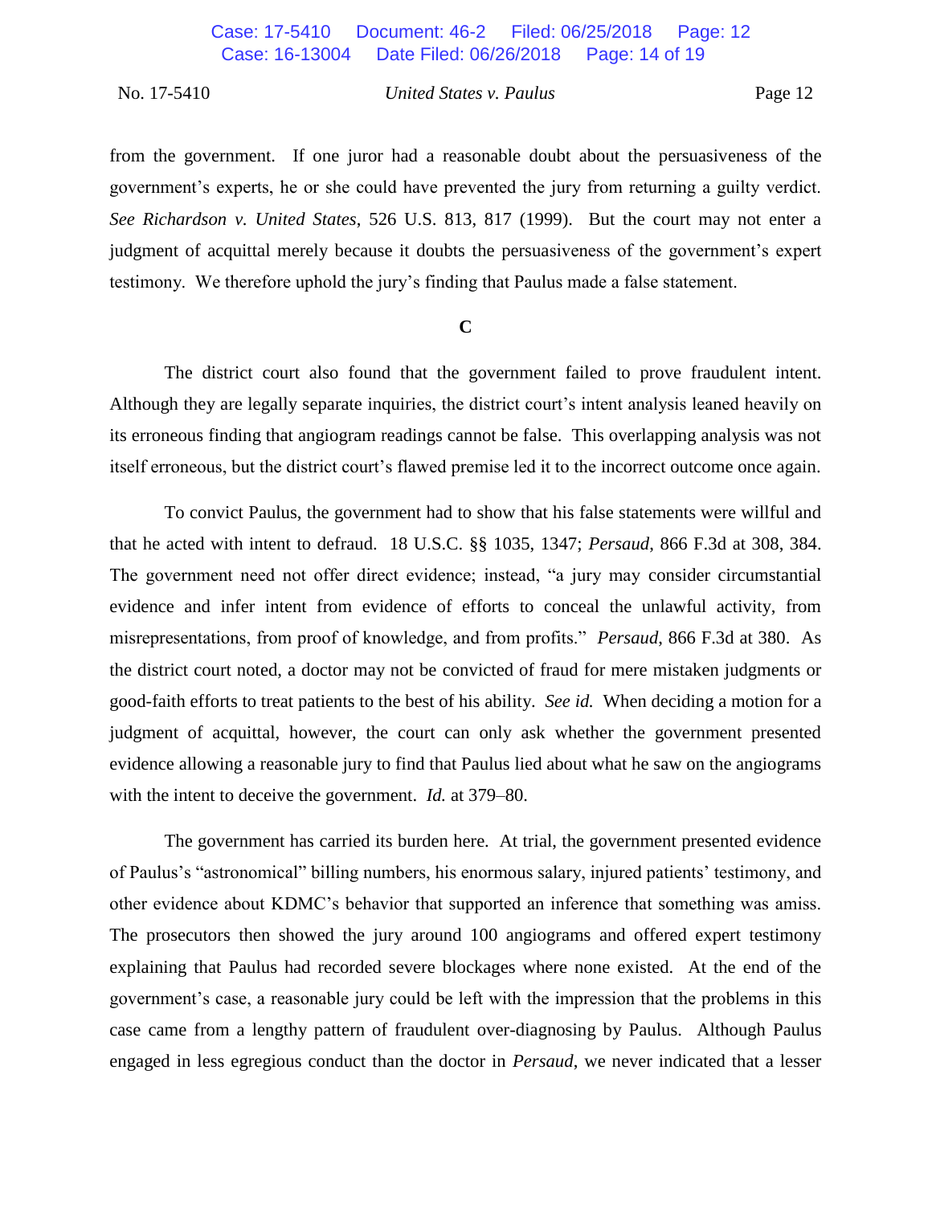from the government. If one juror had a reasonable doubt about the persuasiveness of the government's experts, he or she could have prevented the jury from returning a guilty verdict. *See Richardson v. United States*, 526 U.S. 813, 817 (1999). But the court may not enter a judgment of acquittal merely because it doubts the persuasiveness of the government's expert testimony. We therefore uphold the jury's finding that Paulus made a false statement.

### C

The district court also found that the government failed to prove fraudulent intent. Although they are legally separate inquiries, the district court's intent analysis leaned heavily on its erroneous finding that angiogram readings cannot be false. This overlapping analysis was not itself erroneous, but the district court's flawed premise led it to the incorrect outcome once again.

To convict Paulus, the government had to show that his false statements were willful and that he acted with intent to defraud. 18 U.S.C. §§ 1035, 1347; *Persaud*, 866 F.3d at 308, 384. The government need not offer direct evidence; instead, "a jury may consider circumstantial evidence and infer intent from evidence of efforts to conceal the unlawful activity, from misrepresentations, from proof of knowledge, and from profits." *Persaud*, 866 F.3d at 380. As the district court noted, a doctor may not be convicted of fraud for mere mistaken judgments or good-faith efforts to treat patients to the best of his ability. *See id.* When deciding a motion for a judgment of acquittal, however, the court can only ask whether the government presented evidence allowing a reasonable jury to find that Paulus lied about what he saw on the angiograms with the intent to deceive the government. *Id.* at 379–80.

The government has carried its burden here. At trial, the government presented evidence of Paulus's "astronomical" billing numbers, his enormous salary, injured patients' testimony, and other evidence about KDMC's behavior that supported an inference that something was amiss. The prosecutors then showed the jury around 100 angiograms and offered expert testimony explaining that Paulus had recorded severe blockages where none existed. At the end of the government's case, a reasonable jury could be left with the impression that the problems in this case came from a lengthy pattern of fraudulent over-diagnosing by Paulus. Although Paulus engaged in less egregious conduct than the doctor in *Persaud*, we never indicated that a lesser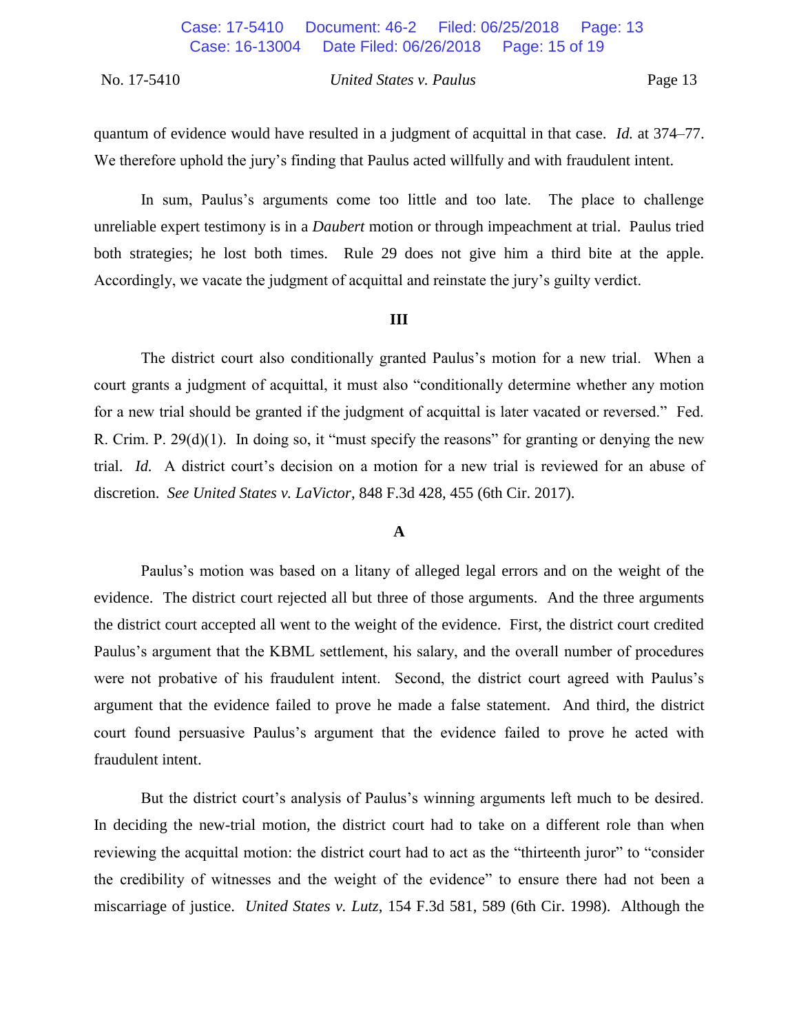quantum of evidence would have resulted in a judgment of acquittal in that case. *Id.* at 374–77. We therefore uphold the jury's finding that Paulus acted willfully and with fraudulent intent.

In sum, Paulus's arguments come too little and too late. The place to challenge unreliable expert testimony is in a *Daubert* motion or through impeachment at trial. Paulus tried both strategies; he lost both times. Rule 29 does not give him a third bite at the apple. Accordingly, we vacate the judgment of acquittal and reinstate the jury's guilty verdict.

## III

The district court also conditionally granted Paulus's motion for a new trial. When a court grants a judgment of acquittal, it must also "conditionally determine whether any motion for a new trial should be granted if the judgment of acquittal is later vacated or reversed." Fed. R. Crim. P. 29(d)(1). In doing so, it "must specify the reasons" for granting or denying the new trial. *Id.* A district court's decision on a motion for a new trial is reviewed for an abuse of discretion. *See United States v. LaVictor*, 848 F.3d 428, 455 (6th Cir. 2017).

### A

Paulus's motion was based on a litany of alleged legal errors and on the weight of the evidence. The district court rejected all but three of those arguments. And the three arguments the district court accepted all went to the weight of the evidence. First, the district court credited Paulus's argument that the KBML settlement, his salary, and the overall number of procedures were not probative of his fraudulent intent. Second, the district court agreed with Paulus's argument that the evidence failed to prove he made a false statement. And third, the district court found persuasive Paulus's argument that the evidence failed to prove he acted with fraudulent intent.

But the district court's analysis of Paulus's winning arguments left much to be desired. In deciding the new-trial motion, the district court had to take on a different role than when reviewing the acquittal motion: the district court had to act as the "thirteenth juror" to "consider the credibility of witnesses and the weight of the evidence" to ensure there had not been a miscarriage of justice. *United States v. Lutz*, 154 F.3d 581, 589 (6th Cir. 1998). Although the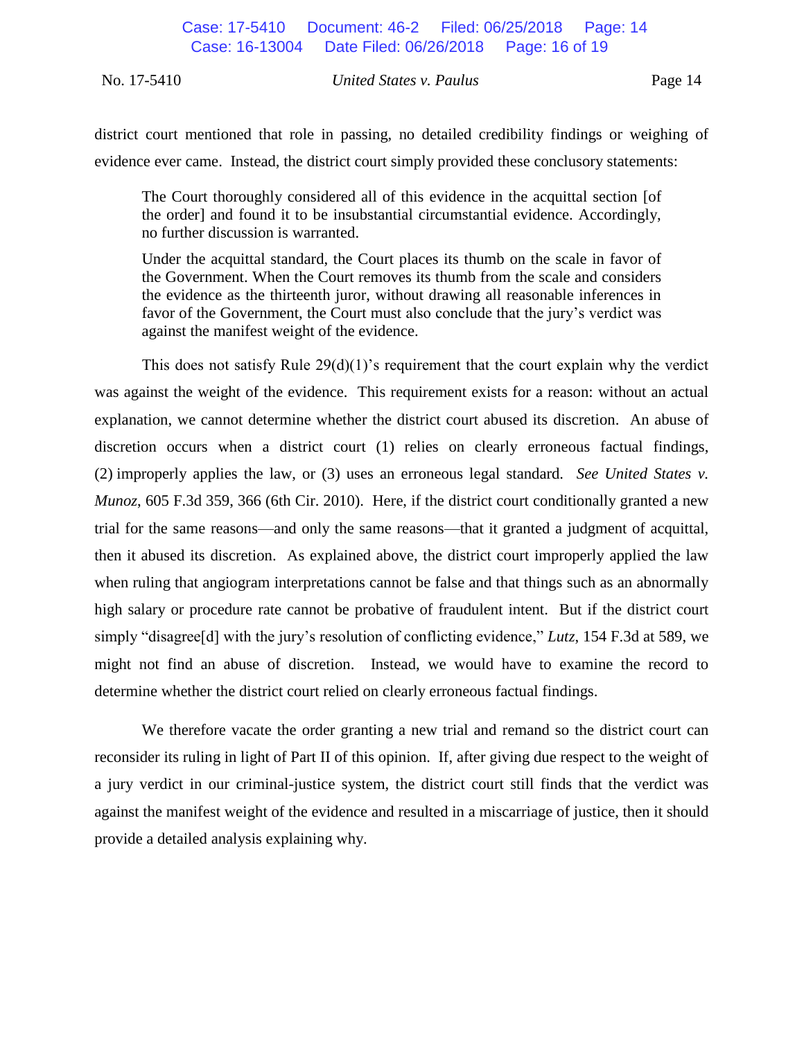district court mentioned that role in passing, no detailed credibility findings or weighing of evidence ever came. Instead, the district court simply provided these conclusory statements:

> The Court thoroughly considered all of this evidence in the acquittal section [of the order] and found it to be insubstantial circumstantial evidence. Accordingly, no further discussion is warranted.
>
> Under the acquittal standard, the Court places its thumb on the scale in favor of the Government. When the Court removes its thumb from the scale and considers the evidence as the thirteenth juror, without drawing all reasonable inferences in favor of the Government, the Court must also conclude that the jury's verdict was against the manifest weight of the evidence.

This does not satisfy Rule 29(d)(1)'s requirement that the court explain why the verdict was against the weight of the evidence. This requirement exists for a reason: without an actual explanation, we cannot determine whether the district court abused its discretion. An abuse of discretion occurs when a district court (1) relies on clearly erroneous factual findings, (2) improperly applies the law, or (3) uses an erroneous legal standard. *See United States v. Munoz*, 605 F.3d 359, 366 (6th Cir. 2010). Here, if the district court conditionally granted a new trial for the same reasons—and only the same reasons—that it granted a judgment of acquittal, then it abused its discretion. As explained above, the district court improperly applied the law when ruling that angiogram interpretations cannot be false and that things such as an abnormally high salary or procedure rate cannot be probative of fraudulent intent. But if the district court simply "disagree[d] with the jury's resolution of conflicting evidence," *Lutz*, 154 F.3d at 589, we might not find an abuse of discretion. Instead, we would have to examine the record to determine whether the district court relied on clearly erroneous factual findings.

We therefore vacate the order granting a new trial and remand so the district court can reconsider its ruling in light of Part II of this opinion. If, after giving due respect to the weight of a jury verdict in our criminal-justice system, the district court still finds that the verdict was against the manifest weight of the evidence and resulted in a miscarriage of justice, then it should provide a detailed analysis explaining why.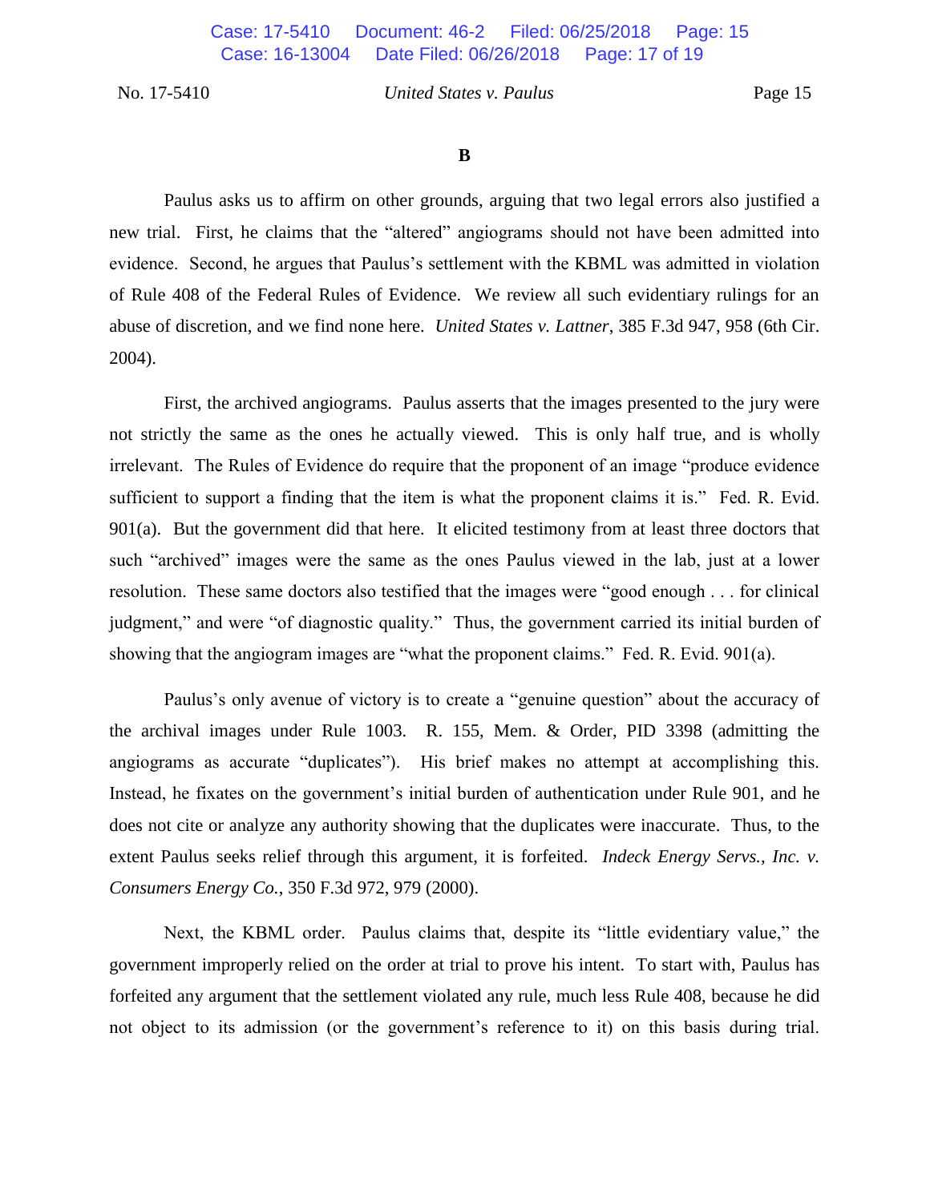**B**

Paulus asks us to affirm on other grounds, arguing that two legal errors also justified a new trial. First, he claims that the "altered" angiograms should not have been admitted into evidence. Second, he argues that Paulus's settlement with the KBML was admitted in violation of Rule 408 of the Federal Rules of Evidence. We review all such evidentiary rulings for an abuse of discretion, and we find none here. *United States v. Lattner*, 385 F.3d 947, 958 (6th Cir. 2004).

First, the archived angiograms. Paulus asserts that the images presented to the jury were not strictly the same as the ones he actually viewed. This is only half true, and is wholly irrelevant. The Rules of Evidence do require that the proponent of an image "produce evidence sufficient to support a finding that the item is what the proponent claims it is." Fed. R. Evid. 901(a). But the government did that here. It elicited testimony from at least three doctors that such "archived" images were the same as the ones Paulus viewed in the lab, just at a lower resolution. These same doctors also testified that the images were "good enough . . . for clinical judgment," and were "of diagnostic quality." Thus, the government carried its initial burden of showing that the angiogram images are "what the proponent claims." Fed. R. Evid. 901(a).

Paulus's only avenue of victory is to create a "genuine question" about the accuracy of the archival images under Rule 1003. R. 155, Mem. & Order, PID 3398 (admitting the angiograms as accurate "duplicates"). His brief makes no attempt at accomplishing this. Instead, he fixates on the government's initial burden of authentication under Rule 901, and he does not cite or analyze any authority showing that the duplicates were inaccurate. Thus, to the extent Paulus seeks relief through this argument, it is forfeited. *Indeck Energy Servs., Inc. v. Consumers Energy Co.*, 350 F.3d 972, 979 (2000).

Next, the KBML order. Paulus claims that, despite its "little evidentiary value," the government improperly relied on the order at trial to prove his intent. To start with, Paulus has forfeited any argument that the settlement violated any rule, much less Rule 408, because he did not object to its admission (or the government's reference to it) on this basis during trial.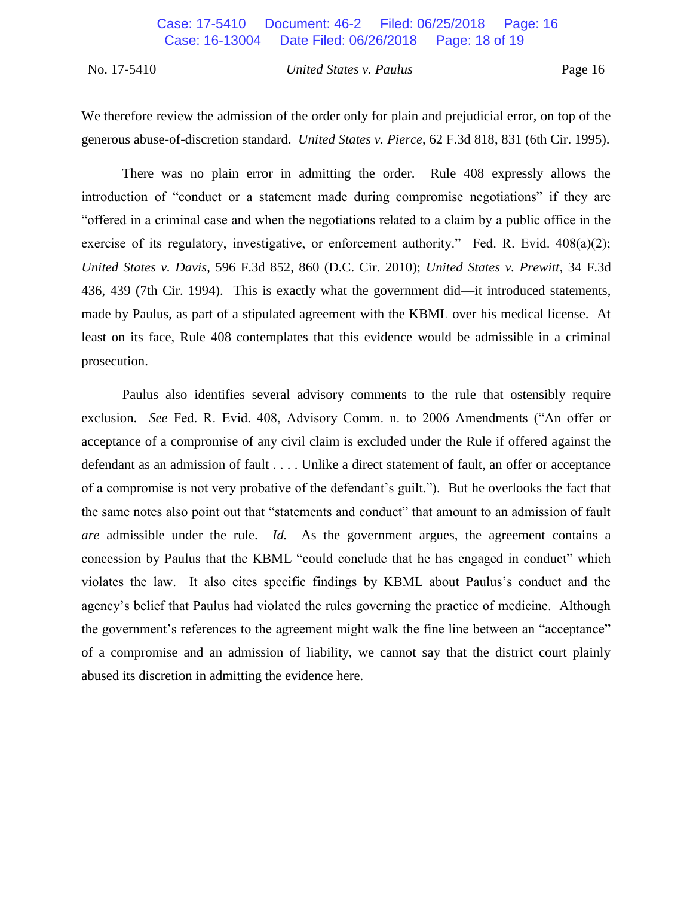We therefore review the admission of the order only for plain and prejudicial error, on top of the generous abuse-of-discretion standard. *United States v. Pierce*, 62 F.3d 818, 831 (6th Cir. 1995).

There was no plain error in admitting the order. Rule 408 expressly allows the introduction of "conduct or a statement made during compromise negotiations" if they are "offered in a criminal case and when the negotiations related to a claim by a public office in the exercise of its regulatory, investigative, or enforcement authority." Fed. R. Evid. 408(a)(2); *United States v. Davis*, 596 F.3d 852, 860 (D.C. Cir. 2010); *United States v. Prewitt*, 34 F.3d 436, 439 (7th Cir. 1994). This is exactly what the government did—it introduced statements, made by Paulus, as part of a stipulated agreement with the KBML over his medical license. At least on its face, Rule 408 contemplates that this evidence would be admissible in a criminal prosecution.

Paulus also identifies several advisory comments to the rule that ostensibly require exclusion. *See* Fed. R. Evid. 408, Advisory Comm. n. to 2006 Amendments ("An offer or acceptance of a compromise of any civil claim is excluded under the Rule if offered against the defendant as an admission of fault . . . . Unlike a direct statement of fault, an offer or acceptance of a compromise is not very probative of the defendant's guilt."). But he overlooks the fact that the same notes also point out that "statements and conduct" that amount to an admission of fault ***are*** admissible under the rule. *Id.* As the government argues, the agreement contains a concession by Paulus that the KBML "could conclude that he has engaged in conduct" which violates the law. It also cites specific findings by KBML about Paulus's conduct and the agency's belief that Paulus had violated the rules governing the practice of medicine. Although the government's references to the agreement might walk the fine line between an "acceptance" of a compromise and an admission of liability, we cannot say that the district court plainly abused its discretion in admitting the evidence here.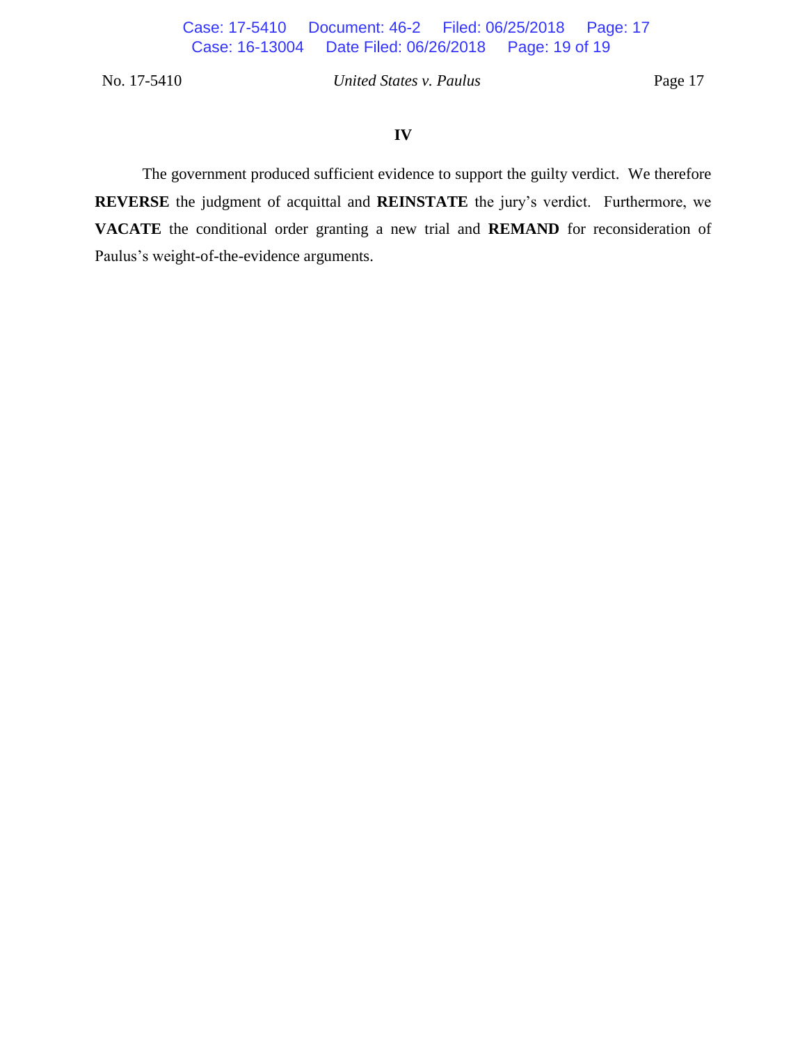## IV

The government produced sufficient evidence to support the guilty verdict. We therefore **REVERSE** the judgment of acquittal and **REINSTATE** the jury's verdict. Furthermore, we **VACATE** the conditional order granting a new trial and **REMAND** for reconsideration of Paulus's weight-of-the-evidence arguments.